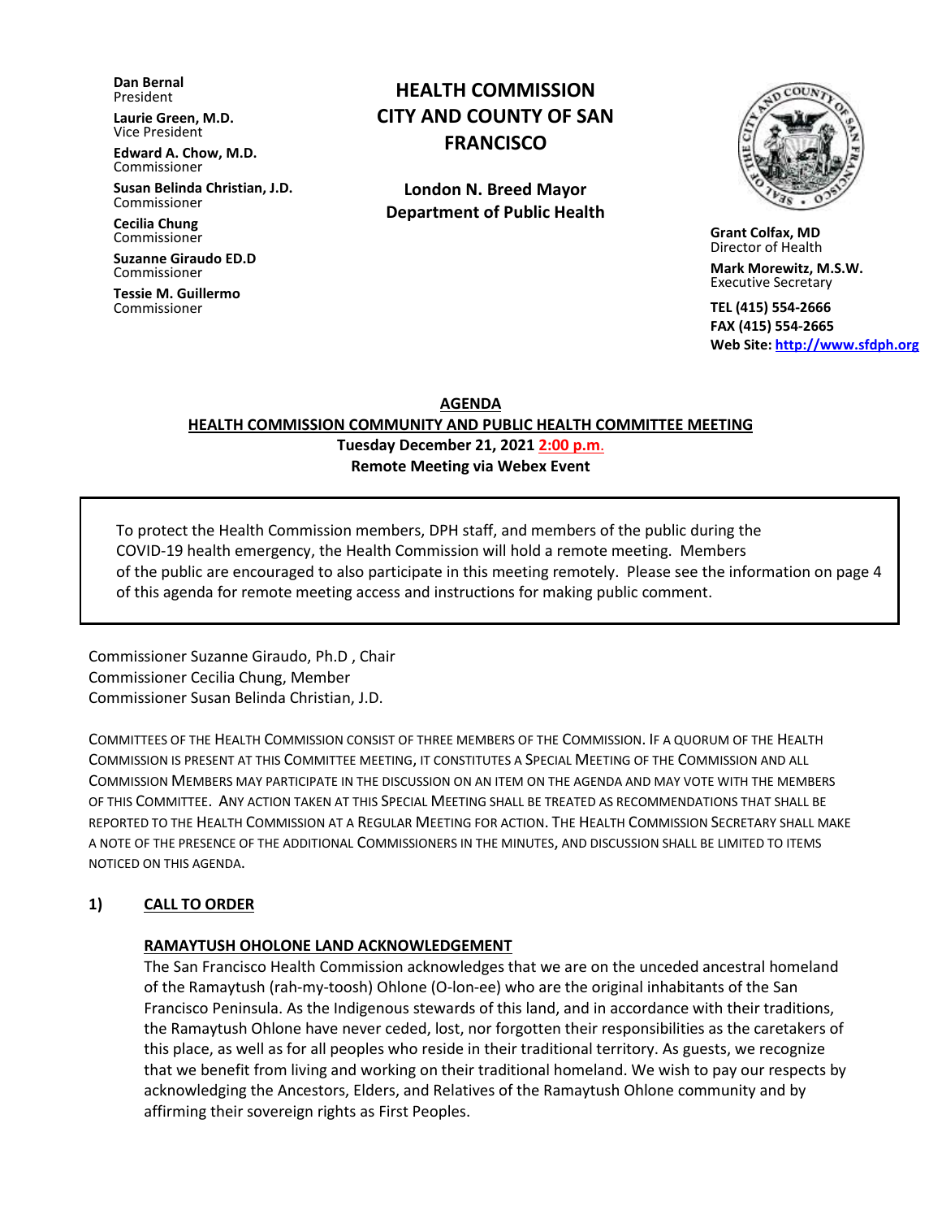**Dan Bernal**
President

**Laurie Green, M.D.**
Vice President

**Edward A. Chow, M.D.**
Commissioner

**Susan Belinda Christian, J.D.**
Commissioner

**Cecilia Chung**
Commissioner

**Suzanne Giraudo ED.D**
Commissioner

**Tessie M. Guillermo**
Commissioner

# HEALTH COMMISSION CITY AND COUNTY OF SAN FRANCISCO

**London N. Breed Mayor**
**Department of Public Health**

**Grant Colfax, MD**
Director of Health

**Mark Morewitz, M.S.W.**
Executive Secretary

**TEL (415) 554-2666**
**FAX (415) 554-2665**
**Web Site: http://www.sfdph.org**

## AGENDA
## HEALTH COMMISSION COMMUNITY AND PUBLIC HEALTH COMMITTEE MEETING

**Tuesday December 21, 2021 2:00 p.m.**
**Remote Meeting via Webex Event**

To protect the Health Commission members, DPH staff, and members of the public during the COVID-19 health emergency, the Health Commission will hold a remote meeting. Members of the public are encouraged to also participate in this meeting remotely. Please see the information on page 4 of this agenda for remote meeting access and instructions for making public comment.

Commissioner Suzanne Giraudo, Ph.D , Chair
Commissioner Cecilia Chung, Member
Commissioner Susan Belinda Christian, J.D.

COMMITTEES OF THE HEALTH COMMISSION CONSIST OF THREE MEMBERS OF THE COMMISSION. IF A QUORUM OF THE HEALTH COMMISSION IS PRESENT AT THIS COMMITTEE MEETING, IT CONSTITUTES A SPECIAL MEETING OF THE COMMISSION AND ALL COMMISSION MEMBERS MAY PARTICIPATE IN THE DISCUSSION ON AN ITEM ON THE AGENDA AND MAY VOTE WITH THE MEMBERS OF THIS COMMITTEE. ANY ACTION TAKEN AT THIS SPECIAL MEETING SHALL BE TREATED AS RECOMMENDATIONS THAT SHALL BE REPORTED TO THE HEALTH COMMISSION AT A REGULAR MEETING FOR ACTION. THE HEALTH COMMISSION SECRETARY SHALL MAKE A NOTE OF THE PRESENCE OF THE ADDITIONAL COMMISSIONERS IN THE MINUTES, AND DISCUSSION SHALL BE LIMITED TO ITEMS NOTICED ON THIS AGENDA.

### 1) CALL TO ORDER

**RAMAYTUSH OHOLONE LAND ACKNOWLEDGEMENT**

The San Francisco Health Commission acknowledges that we are on the unceded ancestral homeland of the Ramaytush (rah-my-toosh) Ohlone (O-lon-ee) who are the original inhabitants of the San Francisco Peninsula. As the Indigenous stewards of this land, and in accordance with their traditions, the Ramaytush Ohlone have never ceded, lost, nor forgotten their responsibilities as the caretakers of this place, as well as for all peoples who reside in their traditional territory. As guests, we recognize that we benefit from living and working on their traditional homeland. We wish to pay our respects by acknowledging the Ancestors, Elders, and Relatives of the Ramaytush Ohlone community and by affirming their sovereign rights as First Peoples.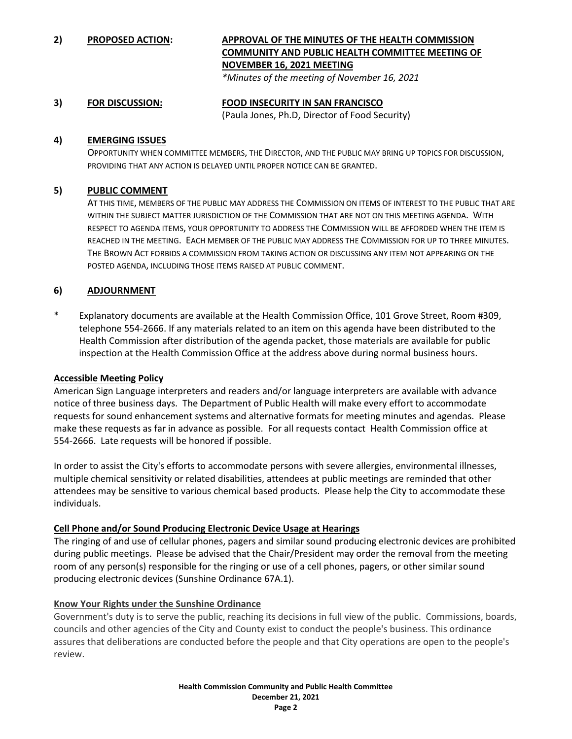**2) PROPOSED ACTION: APPROVAL OF THE MINUTES OF THE HEALTH COMMISSION COMMUNITY AND PUBLIC HEALTH COMMITTEE MEETING OF NOVEMBER 16, 2021 MEETING**

*\*Minutes of the meeting of November 16, 2021*

**3) FOR DISCUSSION: FOOD INSECURITY IN SAN FRANCISCO**

(Paula Jones, Ph.D, Director of Food Security)

**4) EMERGING ISSUES**

OPPORTUNITY WHEN COMMITTEE MEMBERS, THE DIRECTOR, AND THE PUBLIC MAY BRING UP TOPICS FOR DISCUSSION, PROVIDING THAT ANY ACTION IS DELAYED UNTIL PROPER NOTICE CAN BE GRANTED.

**5) PUBLIC COMMENT**

AT THIS TIME, MEMBERS OF THE PUBLIC MAY ADDRESS THE COMMISSION ON ITEMS OF INTEREST TO THE PUBLIC THAT ARE WITHIN THE SUBJECT MATTER JURISDICTION OF THE COMMISSION THAT ARE NOT ON THIS MEETING AGENDA. WITH RESPECT TO AGENDA ITEMS, YOUR OPPORTUNITY TO ADDRESS THE COMMISSION WILL BE AFFORDED WHEN THE ITEM IS REACHED IN THE MEETING. EACH MEMBER OF THE PUBLIC MAY ADDRESS THE COMMISSION FOR UP TO THREE MINUTES. THE BROWN ACT FORBIDS A COMMISSION FROM TAKING ACTION OR DISCUSSING ANY ITEM NOT APPEARING ON THE POSTED AGENDA, INCLUDING THOSE ITEMS RAISED AT PUBLIC COMMENT.

**6) ADJOURNMENT**

\* Explanatory documents are available at the Health Commission Office, 101 Grove Street, Room #309, telephone 554-2666. If any materials related to an item on this agenda have been distributed to the Health Commission after distribution of the agenda packet, those materials are available for public inspection at the Health Commission Office at the address above during normal business hours.

**Accessible Meeting Policy**

American Sign Language interpreters and readers and/or language interpreters are available with advance notice of three business days. The Department of Public Health will make every effort to accommodate requests for sound enhancement systems and alternative formats for meeting minutes and agendas. Please make these requests as far in advance as possible. For all requests contact Health Commission office at 554-2666. Late requests will be honored if possible.

In order to assist the City's efforts to accommodate persons with severe allergies, environmental illnesses, multiple chemical sensitivity or related disabilities, attendees at public meetings are reminded that other attendees may be sensitive to various chemical based products. Please help the City to accommodate these individuals.

**Cell Phone and/or Sound Producing Electronic Device Usage at Hearings**

The ringing of and use of cellular phones, pagers and similar sound producing electronic devices are prohibited during public meetings. Please be advised that the Chair/President may order the removal from the meeting room of any person(s) responsible for the ringing or use of a cell phones, pagers, or other similar sound producing electronic devices (Sunshine Ordinance 67A.1).

**Know Your Rights under the Sunshine Ordinance**

Government's duty is to serve the public, reaching its decisions in full view of the public. Commissions, boards, councils and other agencies of the City and County exist to conduct the people's business. This ordinance assures that deliberations are conducted before the people and that City operations are open to the people's review.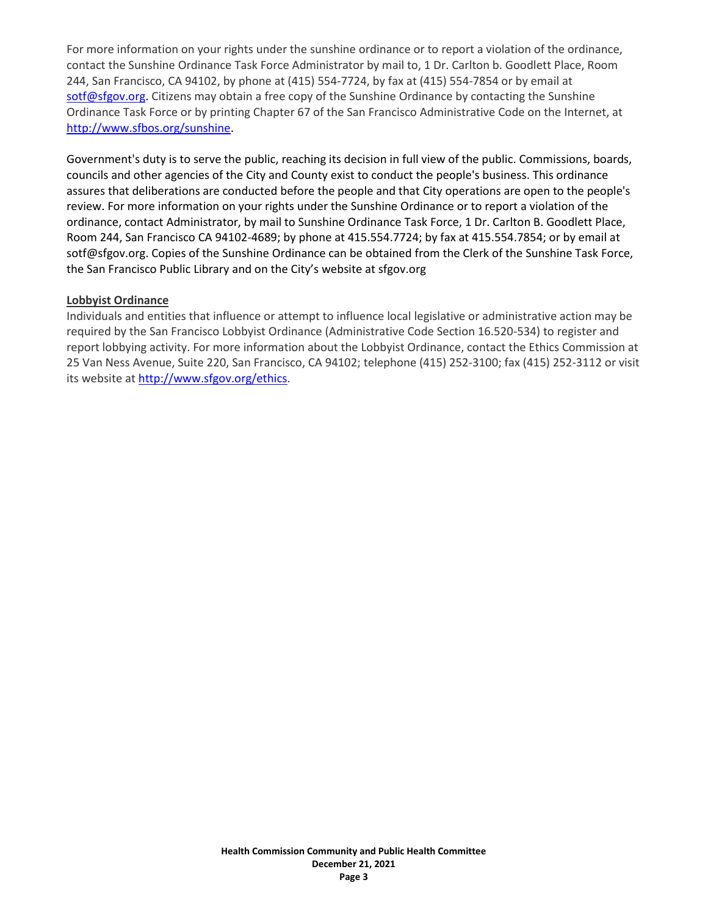For more information on your rights under the sunshine ordinance or to report a violation of the ordinance, contact the Sunshine Ordinance Task Force Administrator by mail to, 1 Dr. Carlton b. Goodlett Place, Room 244, San Francisco, CA 94102, by phone at (415) 554-7724, by fax at (415) 554-7854 or by email at sotf@sfgov.org. Citizens may obtain a free copy of the Sunshine Ordinance by contacting the Sunshine Ordinance Task Force or by printing Chapter 67 of the San Francisco Administrative Code on the Internet, at http://www.sfbos.org/sunshine.

Government's duty is to serve the public, reaching its decision in full view of the public. Commissions, boards, councils and other agencies of the City and County exist to conduct the people's business. This ordinance assures that deliberations are conducted before the people and that City operations are open to the people's review. For more information on your rights under the Sunshine Ordinance or to report a violation of the ordinance, contact Administrator, by mail to Sunshine Ordinance Task Force, 1 Dr. Carlton B. Goodlett Place, Room 244, San Francisco CA 94102-4689; by phone at 415.554.7724; by fax at 415.554.7854; or by email at sotf@sfgov.org. Copies of the Sunshine Ordinance can be obtained from the Clerk of the Sunshine Task Force, the San Francisco Public Library and on the City's website at sfgov.org

**Lobbyist Ordinance**

Individuals and entities that influence or attempt to influence local legislative or administrative action may be required by the San Francisco Lobbyist Ordinance (Administrative Code Section 16.520-534) to register and report lobbying activity. For more information about the Lobbyist Ordinance, contact the Ethics Commission at 25 Van Ness Avenue, Suite 220, San Francisco, CA 94102; telephone (415) 252-3100; fax (415) 252-3112 or visit its website at http://www.sfgov.org/ethics.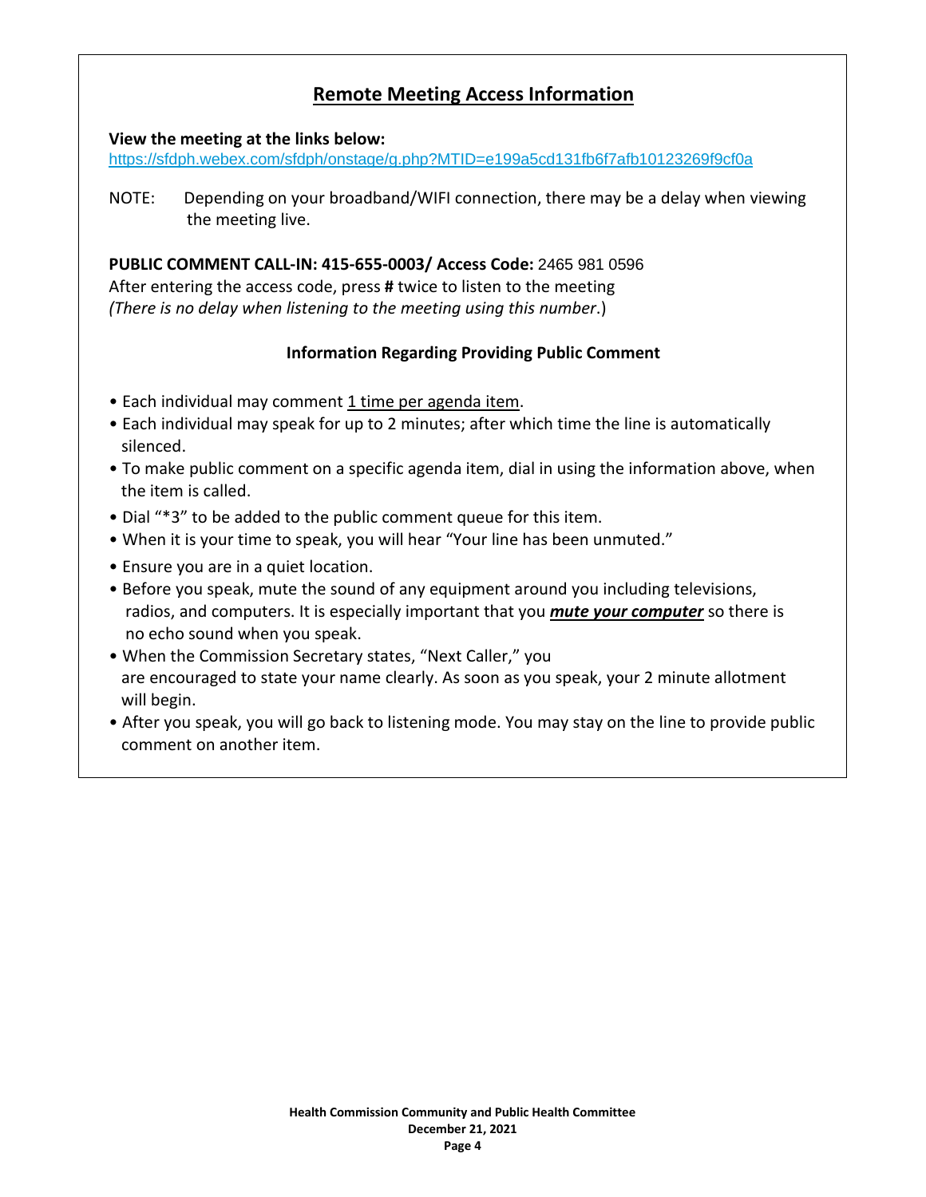## Remote Meeting Access Information

**View the meeting at the links below:**
https://sfdph.webex.com/sfdph/onstage/g.php?MTID=e199a5cd131fb6f7afb10123269f9cf0a

NOTE: Depending on your broadband/WIFI connection, there may be a delay when viewing the meeting live.

**PUBLIC COMMENT CALL-IN: 415-655-0003/ Access Code:** 2465 981 0596
After entering the access code, press **#** twice to listen to the meeting
*(There is no delay when listening to the meeting using this number.*)

### Information Regarding Providing Public Comment

- Each individual may comment 1 time per agenda item.
- Each individual may speak for up to 2 minutes; after which time the line is automatically silenced.
- To make public comment on a specific agenda item, dial in using the information above, when the item is called.
- Dial "*3" to be added to the public comment queue for this item.
- When it is your time to speak, you will hear "Your line has been unmuted."
- Ensure you are in a quiet location.
- Before you speak, mute the sound of any equipment around you including televisions, radios, and computers. It is especially important that you ***mute your computer*** so there is no echo sound when you speak.
- When the Commission Secretary states, "Next Caller," you are encouraged to state your name clearly. As soon as you speak, your 2 minute allotment will begin.
- After you speak, you will go back to listening mode. You may stay on the line to provide public comment on another item.